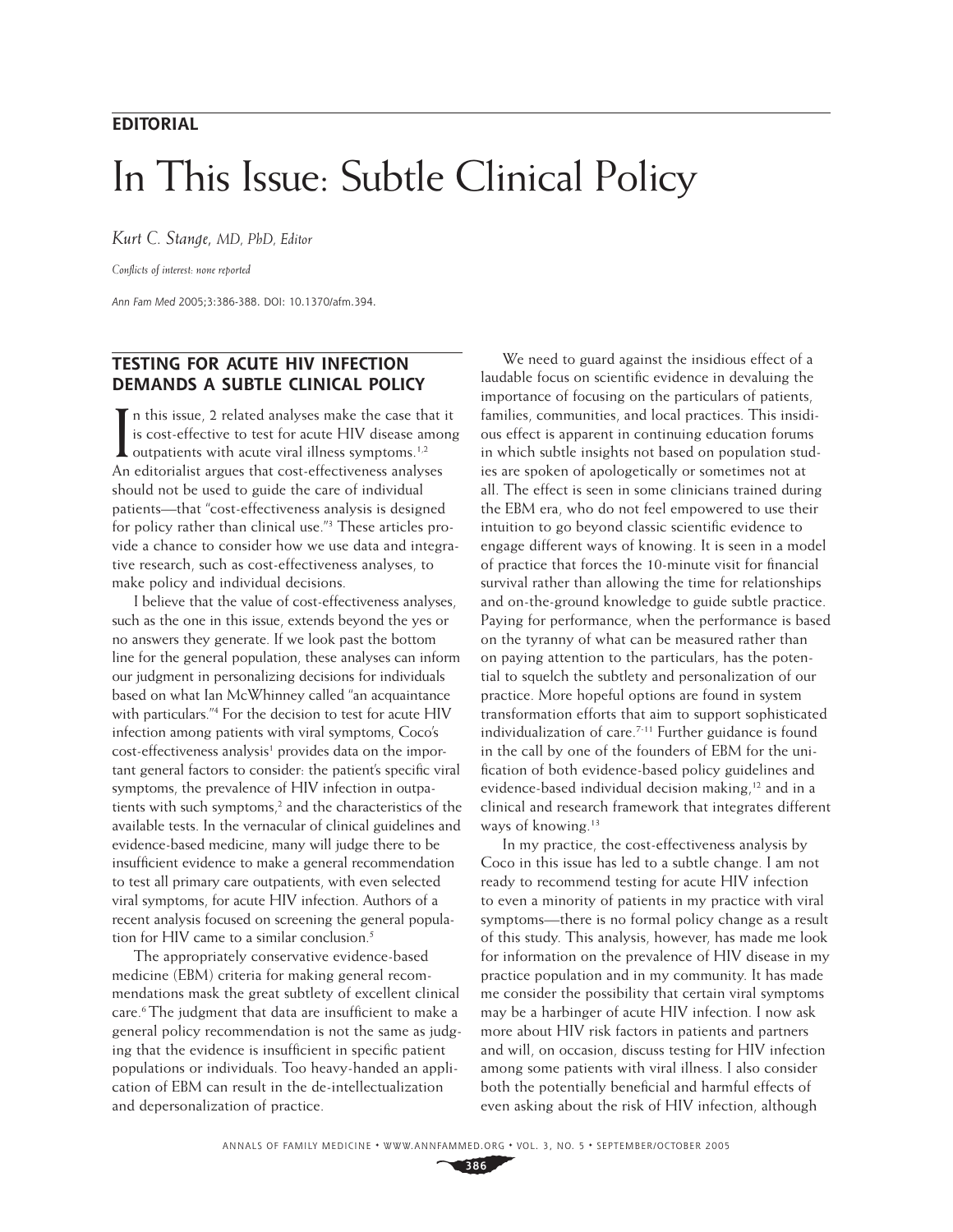**EDITORIAL**

# In This Issue: Subtle Clinical Policy

*Kurt C. Stange, MD, PhD, Editor*

*Conflicts of interest: none reported*

*Ann Fam Med* 2005;3:386-388. DOI: 10.1370/afm.394.

## TESTING FOR ACUTE HIV INFECTION DEMANDS A SUBTLE CLINICAL POLICY

In this issue, 2 related analyses make the case that it is cost-effective to test for acute HIV disease among outpatients with acute viral illness symptoms.[1,2] An editorialist argues that cost-effectiveness analyses should not be used to guide the care of individual patients—that "cost-effectiveness analysis is designed for policy rather than clinical use."[3] These articles provide a chance to consider how we use data and integrative research, such as cost-effectiveness analyses, to make policy and individual decisions.

I believe that the value of cost-effectiveness analyses, such as the one in this issue, extends beyond the yes or no answers they generate. If we look past the bottom line for the general population, these analyses can inform our judgment in personalizing decisions for individuals based on what Ian McWhinney called "an acquaintance with particulars."[4] For the decision to test for acute HIV infection among patients with viral symptoms, Coco's cost-effectiveness analysis[1] provides data on the important general factors to consider: the patient's specific viral symptoms, the prevalence of HIV infection in outpatients with such symptoms,[2] and the characteristics of the available tests. In the vernacular of clinical guidelines and evidence-based medicine, many will judge there to be insufficient evidence to make a general recommendation to test all primary care outpatients, with even selected viral symptoms, for acute HIV infection. Authors of a recent analysis focused on screening the general population for HIV came to a similar conclusion.[5]

The appropriately conservative evidence-based medicine (EBM) criteria for making general recommendations mask the great subtlety of excellent clinical care.[6] The judgment that data are insufficient to make a general policy recommendation is not the same as judging that the evidence is insufficient in specific patient populations or individuals. Too heavy-handed an application of EBM can result in the de-intellectualization and depersonalization of practice.

We need to guard against the insidious effect of a laudable focus on scientific evidence in devaluing the importance of focusing on the particulars of patients, families, communities, and local practices. This insidious effect is apparent in continuing education forums in which subtle insights not based on population studies are spoken of apologetically or sometimes not at all. The effect is seen in some clinicians trained during the EBM era, who do not feel empowered to use their intuition to go beyond classic scientific evidence to engage different ways of knowing. It is seen in a model of practice that forces the 10-minute visit for financial survival rather than allowing the time for relationships and on-the-ground knowledge to guide subtle practice. Paying for performance, when the performance is based on the tyranny of what can be measured rather than on paying attention to the particulars, has the potential to squelch the subtlety and personalization of our practice. More hopeful options are found in system transformation efforts that aim to support sophisticated individualization of care.[7-11] Further guidance is found in the call by one of the founders of EBM for the unification of both evidence-based policy guidelines and evidence-based individual decision making,[12] and in a clinical and research framework that integrates different ways of knowing.[13]

In my practice, the cost-effectiveness analysis by Coco in this issue has led to a subtle change. I am not ready to recommend testing for acute HIV infection to even a minority of patients in my practice with viral symptoms—there is no formal policy change as a result of this study. This analysis, however, has made me look for information on the prevalence of HIV disease in my practice population and in my community. It has made me consider the possibility that certain viral symptoms may be a harbinger of acute HIV infection. I now ask more about HIV risk factors in patients and partners and will, on occasion, discuss testing for HIV infection among some patients with viral illness. I also consider both the potentially beneficial and harmful effects of even asking about the risk of HIV infection, although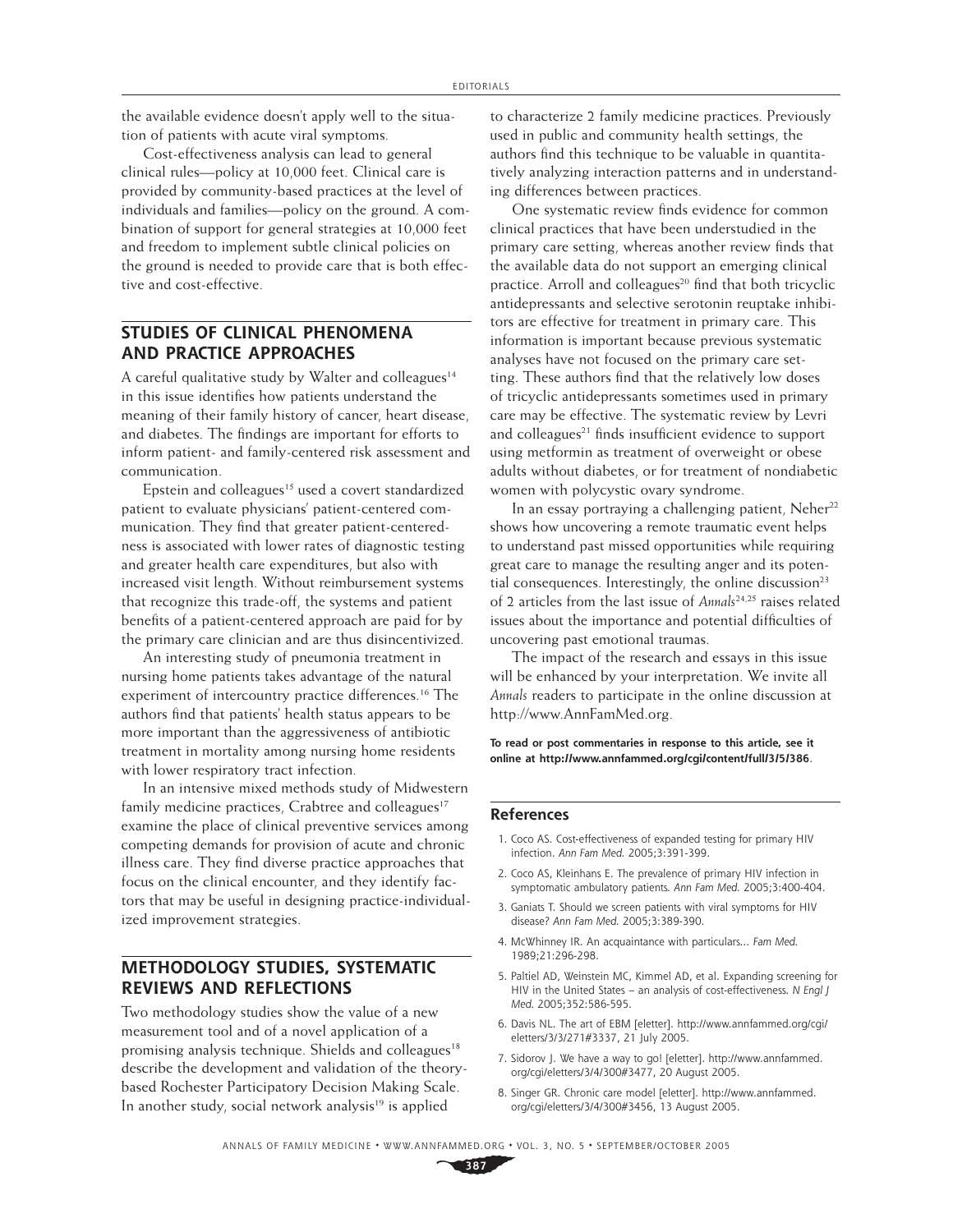the available evidence doesn't apply well to the situation of patients with acute viral symptoms.

Cost-effectiveness analysis can lead to general clinical rules—policy at 10,000 feet. Clinical care is provided by community-based practices at the level of individuals and families—policy on the ground. A combination of support for general strategies at 10,000 feet and freedom to implement subtle clinical policies on the ground is needed to provide care that is both effective and cost-effective.

## STUDIES OF CLINICAL PHENOMENA AND PRACTICE APPROACHES

A careful qualitative study by Walter and colleagues[14] in this issue identifies how patients understand the meaning of their family history of cancer, heart disease, and diabetes. The findings are important for efforts to inform patient- and family-centered risk assessment and communication.

Epstein and colleagues[15] used a covert standardized patient to evaluate physicians' patient-centered communication. They find that greater patient-centeredness is associated with lower rates of diagnostic testing and greater health care expenditures, but also with increased visit length. Without reimbursement systems that recognize this trade-off, the systems and patient benefits of a patient-centered approach are paid for by the primary care clinician and are thus disincentivized.

An interesting study of pneumonia treatment in nursing home patients takes advantage of the natural experiment of intercountry practice differences.[16] The authors find that patients' health status appears to be more important than the aggressiveness of antibiotic treatment in mortality among nursing home residents with lower respiratory tract infection.

In an intensive mixed methods study of Midwestern family medicine practices, Crabtree and colleagues[17] examine the place of clinical preventive services among competing demands for provision of acute and chronic illness care. They find diverse practice approaches that focus on the clinical encounter, and they identify factors that may be useful in designing practice-individualized improvement strategies.

## METHODOLOGY STUDIES, SYSTEMATIC REVIEWS AND REFLECTIONS

Two methodology studies show the value of a new measurement tool and of a novel application of a promising analysis technique. Shields and colleagues[18] describe the development and validation of the theory-based Rochester Participatory Decision Making Scale. In another study, social network analysis[19] is applied to characterize 2 family medicine practices. Previously used in public and community health settings, the authors find this technique to be valuable in quantitatively analyzing interaction patterns and in understanding differences between practices.

One systematic review finds evidence for common clinical practices that have been understudied in the primary care setting, whereas another review finds that the available data do not support an emerging clinical practice. Arroll and colleagues[20] find that both tricyclic antidepressants and selective serotonin reuptake inhibitors are effective for treatment in primary care. This information is important because previous systematic analyses have not focused on the primary care setting. These authors find that the relatively low doses of tricyclic antidepressants sometimes used in primary care may be effective. The systematic review by Levri and colleagues[21] finds insufficient evidence to support using metformin as treatment of overweight or obese adults without diabetes, or for treatment of nondiabetic women with polycystic ovary syndrome.

In an essay portraying a challenging patient, Neher[22] shows how uncovering a remote traumatic event helps to understand past missed opportunities while requiring great care to manage the resulting anger and its potential consequences. Interestingly, the online discussion[23] of 2 articles from the last issue of *Annals*[24,25] raises related issues about the importance and potential difficulties of uncovering past emotional traumas.

The impact of the research and essays in this issue will be enhanced by your interpretation. We invite all *Annals* readers to participate in the online discussion at http://www.AnnFamMed.org.

**To read or post commentaries in response to this article, see it online at http://www.annfammed.org/cgi/content/full/3/5/386.**

## References

1. Coco AS. Cost-effectiveness of expanded testing for primary HIV infection. *Ann Fam Med.* 2005;3:391-399.
2. Coco AS, Kleinhans E. The prevalence of primary HIV infection in symptomatic ambulatory patients. *Ann Fam Med.* 2005;3:400-404.
3. Ganiats T. Should we screen patients with viral symptoms for HIV disease? *Ann Fam Med.* 2005;3:389-390.
4. McWhinney IR. An acquaintance with particulars... *Fam Med.* 1989;21:296-298.
5. Paltiel AD, Weinstein MC, Kimmel AD, et al. Expanding screening for HIV in the United States – an analysis of cost-effectiveness. *N Engl J Med.* 2005;352:586-595.
6. Davis NL. The art of EBM [eletter]. http://www.annfammed.org/cgi/eletters/3/3/271#3337, 21 July 2005.
7. Sidorov J. We have a way to go! [eletter]. http://www.annfammed.org/cgi/eletters/3/4/300#3477, 20 August 2005.
8. Singer GR. Chronic care model [eletter]. http://www.annfammed.org/cgi/eletters/3/4/300#3456, 13 August 2005.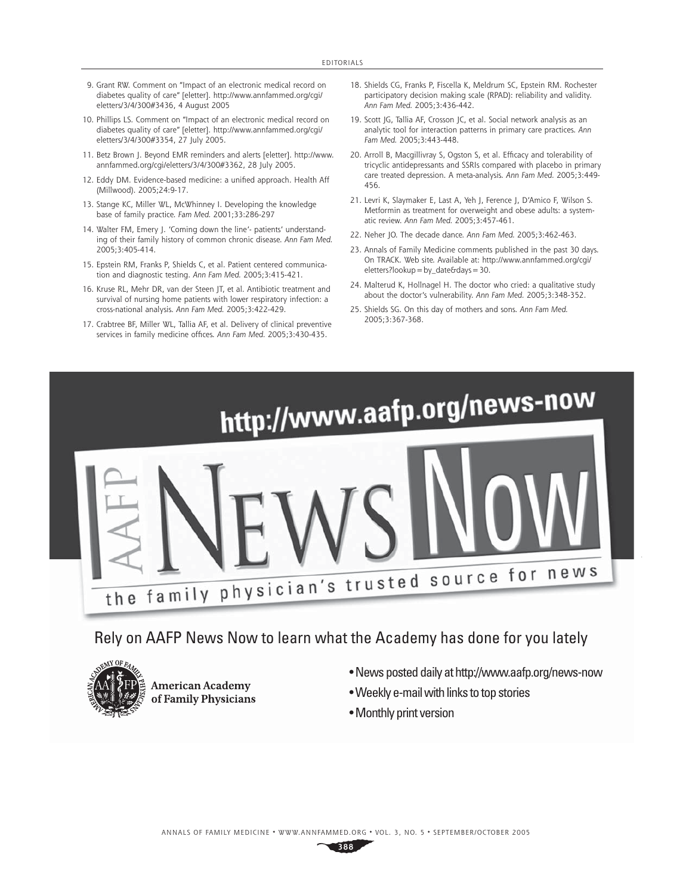9. Grant RW. Comment on "Impact of an electronic medical record on diabetes quality of care" [eletter]. http://www.annfammed.org/cgi/eletters/3/4/300#3436, 4 August 2005

10. Phillips LS. Comment on "Impact of an electronic medical record on diabetes quality of care" [eletter]. http://www.annfammed.org/cgi/eletters/3/4/300#3354, 27 July 2005.

11. Betz Brown J. Beyond EMR reminders and alerts [eletter]. http://www.annfammed.org/cgi/eletters/3/4/300#3362, 28 July 2005.

12. Eddy DM. Evidence-based medicine: a unified approach. Health Aff (Millwood). 2005;24:9-17.

13. Stange KC, Miller WL, McWhinney I. Developing the knowledge base of family practice. *Fam Med.* 2001;33:286-297

14. Walter FM, Emery J. 'Coming down the line'- patients' understanding of their family history of common chronic disease. *Ann Fam Med.* 2005;3:405-414.

15. Epstein RM, Franks P, Shields C, et al. Patient centered communication and diagnostic testing. *Ann Fam Med.* 2005;3:415-421.

16. Kruse RL, Mehr DR, van der Steen JT, et al. Antibiotic treatment and survival of nursing home patients with lower respiratory infection: a cross-national analysis. *Ann Fam Med.* 2005;3:422-429.

17. Crabtree BF, Miller WL, Tallia AF, et al. Delivery of clinical preventive services in family medicine offices. *Ann Fam Med.* 2005;3:430-435.

18. Shields CG, Franks P, Fiscella K, Meldrum SC, Epstein RM. Rochester participatory decision making scale (RPAD): reliability and validity. *Ann Fam Med.* 2005;3:436-442.

19. Scott JG, Tallia AF, Crosson JC, et al. Social network analysis as an analytic tool for interaction patterns in primary care practices. *Ann Fam Med.* 2005;3:443-448.

20. Arroll B, Macgillivray S, Ogston S, et al. Efficacy and tolerability of tricyclic antidepressants and SSRIs compared with placebo in primary care treated depression. A meta-analysis. *Ann Fam Med.* 2005;3:449-456.

21. Levri K, Slaymaker E, Last A, Yeh J, Ference J, D'Amico F, Wilson S. Metformin as treatment for overweight and obese adults: a systematic review. *Ann Fam Med.* 2005;3:457-461.

22. Neher JO. The decade dance. *Ann Fam Med.* 2005;3:462-463.

23. Annals of Family Medicine comments published in the past 30 days. On TRACK. Web site. Available at: http://www.annfammed.org/cgi/eletters?lookup=by_date&days=30.

24. Malterud K, Hollnagel H. The doctor who cried: a qualitative study about the doctor's vulnerability. *Ann Fam Med.* 2005;3:348-352.

25. Shields SG. On this day of mothers and sons. *Ann Fam Med.* 2005;3:367-368.

http://www.aafp.org/news-now

AAFP NEWS NOW

the family physician's trusted source for news

Rely on AAFP News Now to learn what the Academy has done for you lately

American Academy of Family Physicians

- News posted daily at http://www.aafp.org/news-now
- Weekly e-mail with links to top stories
- Monthly print version